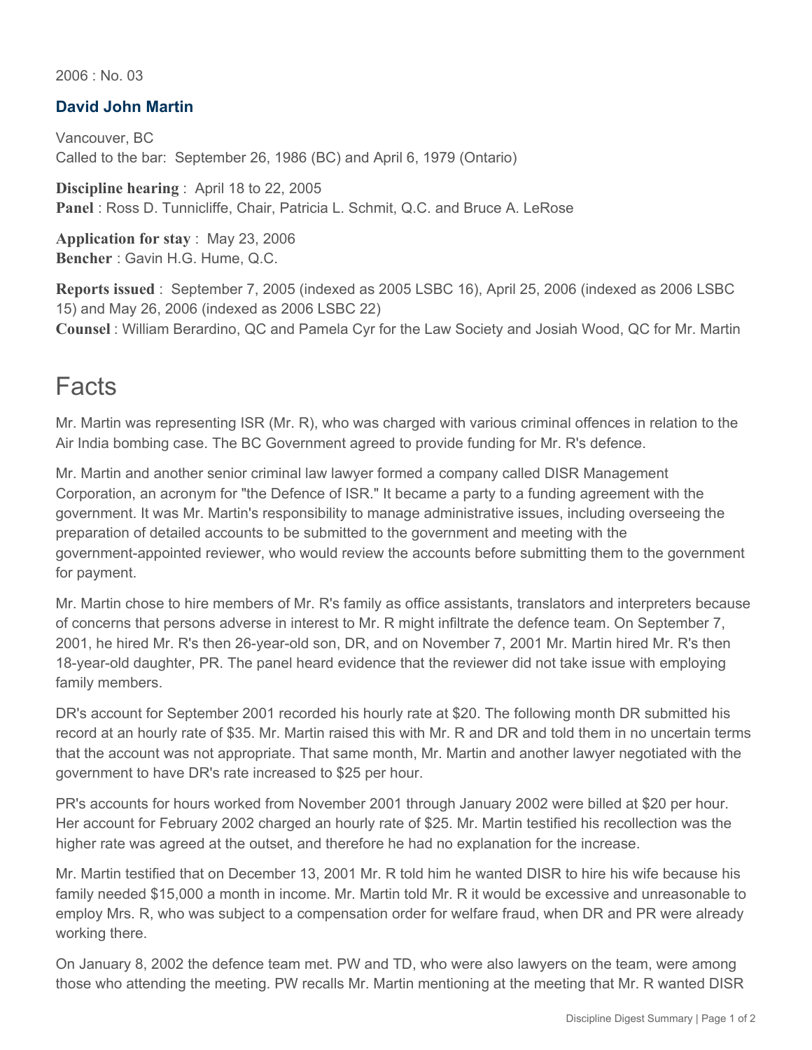2006 : No. 03

## David John Martin

Vancouver, BC
Called to the bar: September 26, 1986 (BC) and April 6, 1979 (Ontario)

**Discipline hearing** : April 18 to 22, 2005
**Panel** : Ross D. Tunnicliffe, Chair, Patricia L. Schmit, Q.C. and Bruce A. LeRose

**Application for stay** : May 23, 2006
**Bencher** : Gavin H.G. Hume, Q.C.

**Reports issued** : September 7, 2005 (indexed as 2005 LSBC 16), April 25, 2006 (indexed as 2006 LSBC 15) and May 26, 2006 (indexed as 2006 LSBC 22)
**Counsel** : William Berardino, QC and Pamela Cyr for the Law Society and Josiah Wood, QC for Mr. Martin

# Facts

Mr. Martin was representing ISR (Mr. R), who was charged with various criminal offences in relation to the Air India bombing case. The BC Government agreed to provide funding for Mr. R's defence.

Mr. Martin and another senior criminal law lawyer formed a company called DISR Management Corporation, an acronym for "the Defence of ISR." It became a party to a funding agreement with the government. It was Mr. Martin's responsibility to manage administrative issues, including overseeing the preparation of detailed accounts to be submitted to the government and meeting with the government-appointed reviewer, who would review the accounts before submitting them to the government for payment.

Mr. Martin chose to hire members of Mr. R's family as office assistants, translators and interpreters because of concerns that persons adverse in interest to Mr. R might infiltrate the defence team. On September 7, 2001, he hired Mr. R's then 26-year-old son, DR, and on November 7, 2001 Mr. Martin hired Mr. R's then 18-year-old daughter, PR. The panel heard evidence that the reviewer did not take issue with employing family members.

DR's account for September 2001 recorded his hourly rate at $20. The following month DR submitted his record at an hourly rate of $35. Mr. Martin raised this with Mr. R and DR and told them in no uncertain terms that the account was not appropriate. That same month, Mr. Martin and another lawyer negotiated with the government to have DR's rate increased to $25 per hour.

PR's accounts for hours worked from November 2001 through January 2002 were billed at $20 per hour. Her account for February 2002 charged an hourly rate of $25. Mr. Martin testified his recollection was the higher rate was agreed at the outset, and therefore he had no explanation for the increase.

Mr. Martin testified that on December 13, 2001 Mr. R told him he wanted DISR to hire his wife because his family needed $15,000 a month in income. Mr. Martin told Mr. R it would be excessive and unreasonable to employ Mrs. R, who was subject to a compensation order for welfare fraud, when DR and PR were already working there.

On January 8, 2002 the defence team met. PW and TD, who were also lawyers on the team, were among those who attending the meeting. PW recalls Mr. Martin mentioning at the meeting that Mr. R wanted DISR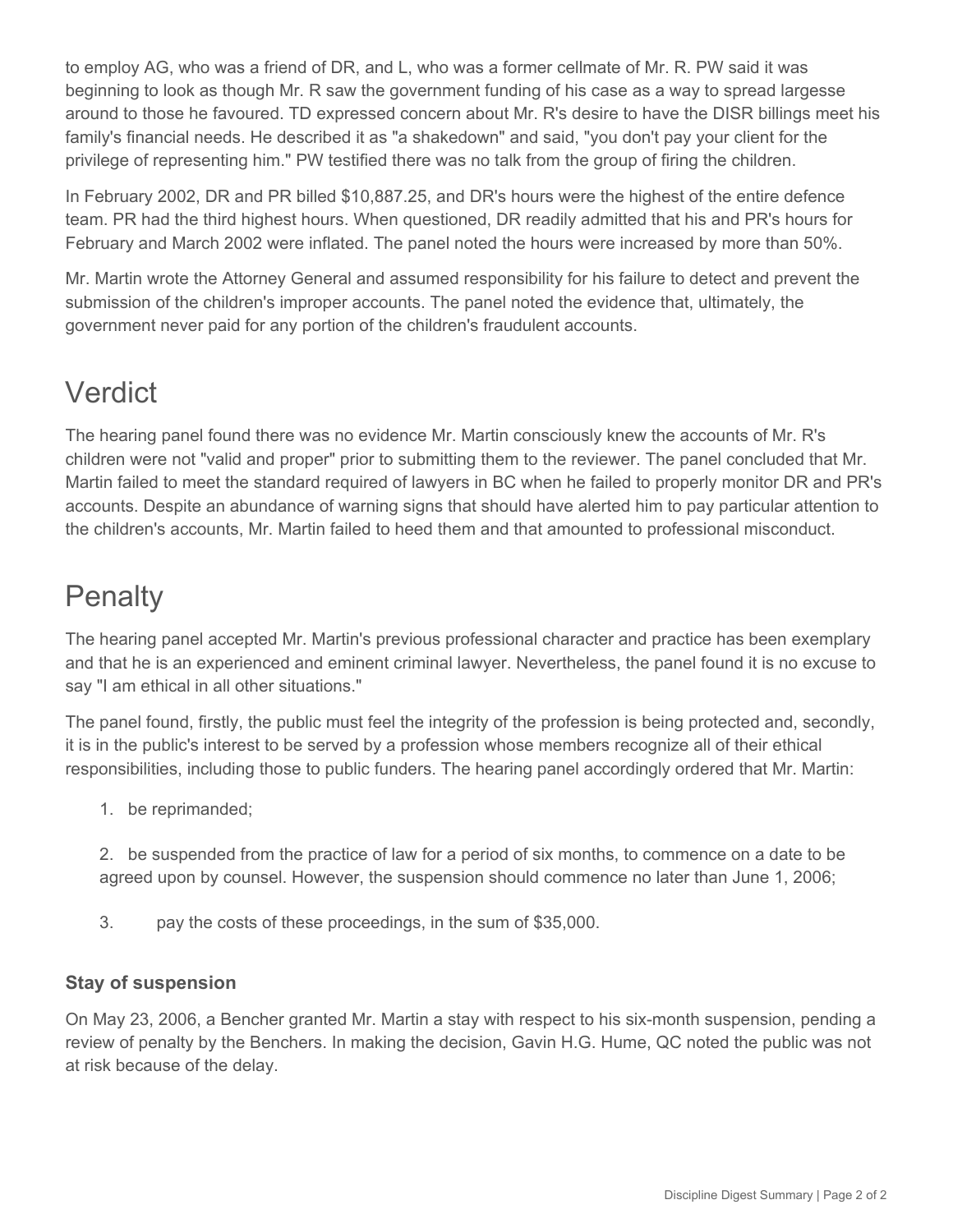to employ AG, who was a friend of DR, and L, who was a former cellmate of Mr. R. PW said it was beginning to look as though Mr. R saw the government funding of his case as a way to spread largesse around to those he favoured. TD expressed concern about Mr. R's desire to have the DISR billings meet his family's financial needs. He described it as "a shakedown" and said, "you don't pay your client for the privilege of representing him." PW testified there was no talk from the group of firing the children.

In February 2002, DR and PR billed $10,887.25, and DR's hours were the highest of the entire defence team. PR had the third highest hours. When questioned, DR readily admitted that his and PR's hours for February and March 2002 were inflated. The panel noted the hours were increased by more than 50%.

Mr. Martin wrote the Attorney General and assumed responsibility for his failure to detect and prevent the submission of the children's improper accounts. The panel noted the evidence that, ultimately, the government never paid for any portion of the children's fraudulent accounts.

# Verdict

The hearing panel found there was no evidence Mr. Martin consciously knew the accounts of Mr. R's children were not "valid and proper" prior to submitting them to the reviewer. The panel concluded that Mr. Martin failed to meet the standard required of lawyers in BC when he failed to properly monitor DR and PR's accounts. Despite an abundance of warning signs that should have alerted him to pay particular attention to the children's accounts, Mr. Martin failed to heed them and that amounted to professional misconduct.

# Penalty

The hearing panel accepted Mr. Martin's previous professional character and practice has been exemplary and that he is an experienced and eminent criminal lawyer. Nevertheless, the panel found it is no excuse to say "I am ethical in all other situations."

The panel found, firstly, the public must feel the integrity of the profession is being protected and, secondly, it is in the public's interest to be served by a profession whose members recognize all of their ethical responsibilities, including those to public funders. The hearing panel accordingly ordered that Mr. Martin:

1. be reprimanded;

2. be suspended from the practice of law for a period of six months, to commence on a date to be agreed upon by counsel. However, the suspension should commence no later than June 1, 2006;

3. pay the costs of these proceedings, in the sum of $35,000.

### Stay of suspension

On May 23, 2006, a Bencher granted Mr. Martin a stay with respect to his six-month suspension, pending a review of penalty by the Benchers. In making the decision, Gavin H.G. Hume, QC noted the public was not at risk because of the delay.